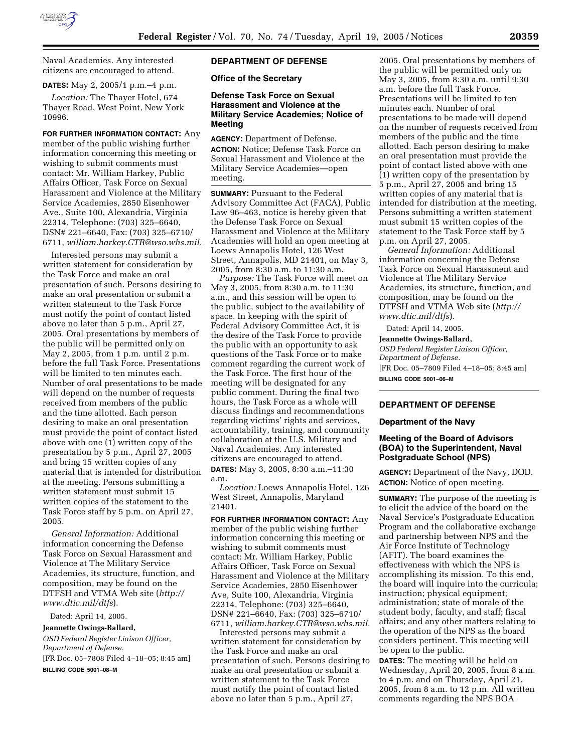Naval Academies. Any interested citizens are encouraged to attend.

**DATES:** May 2, 2005/1 p.m.–4 p.m.

*Location:* The Thayer Hotel, 674 Thayer Road, West Point, New York 10996.

**FOR FURTHER INFORMATION CONTACT:** Any member of the public wishing further information concerning this meeting or wishing to submit comments must contact: Mr. William Harkey, Public Affairs Officer, Task Force on Sexual Harassment and Violence at the Military Service Academies, 2850 Eisenhower Ave., Suite 100, Alexandria, Virginia 22314, Telephone: (703) 325–6640, DSN# 221–6640, Fax: (703) 325–6710/6711, *william.harkey.CTR@wso.whs.mil.*

Interested persons may submit a written statement for consideration by the Task Force and make an oral presentation of such. Persons desiring to make an oral presentation or submit a written statement to the Task Force must notify the point of contact listed above no later than 5 p.m., April 27, 2005. Oral presentations by members of the public will be permitted only on May 2, 2005, from 1 p.m. until 2 p.m. before the full Task Force. Presentations will be limited to ten minutes each. Number of oral presentations to be made will depend on the number of requests received from members of the public and the time allotted. Each person desiring to make an oral presentation must provide the point of contact listed above with one (1) written copy of the presentation by 5 p.m., April 27, 2005 and bring 15 written copies of any material that is intended for distribution at the meeting. Persons submitting a written statement must submit 15 written copies of the statement to the Task Force staff by 5 p.m. on April 27, 2005.

*General Information:* Additional information concerning the Defense Task Force on Sexual Harassment and Violence at The Military Service Academies, its structure, function, and composition, may be found on the DTFSH and VTMA Web site (*http://www.dtic.mil/dtfs*).

Dated: April 14, 2005.

**Jeannette Owings-Ballard,**

*OSD Federal Register Liaison Officer, Department of Defense.*

[FR Doc. 05–7808 Filed 4–18–05; 8:45 am]

**BILLING CODE 5001–08–M**

## DEPARTMENT OF DEFENSE

### Office of the Secretary

### Defense Task Force on Sexual Harassment and Violence at the Military Service Academies; Notice of Meeting

**AGENCY:** Department of Defense.

**ACTION:** Notice; Defense Task Force on Sexual Harassment and Violence at the Military Service Academies—open meeting.

**SUMMARY:** Pursuant to the Federal Advisory Committee Act (FACA), Public Law 96–463, notice is hereby given that the Defense Task Force on Sexual Harassment and Violence at the Military Academies will hold an open meeting at Loews Annapolis Hotel, 126 West Street, Annapolis, MD 21401, on May 3, 2005, from 8:30 a.m. to 11:30 a.m.

*Purpose:* The Task Force will meet on May 3, 2005, from 8:30 a.m. to 11:30 a.m., and this session will be open to the public, subject to the availability of space. In keeping with the spirit of Federal Advisory Committee Act, it is the desire of the Task Force to provide the public with an opportunity to ask questions of the Task Force or to make comment regarding the current work of the Task Force. The first hour of the meeting will be designated for any public comment. During the final two hours, the Task Force as a whole will discuss findings and recommendations regarding victims' rights and services, accountability, training, and community collaboration at the U.S. Military and Naval Academies. Any interested citizens are encouraged to attend.

**DATES:** May 3, 2005, 8:30 a.m.–11:30 a.m.

*Location:* Loews Annapolis Hotel, 126 West Street, Annapolis, Maryland 21401.

**FOR FURTHER INFORMATION CONTACT:** Any member of the public wishing further information concerning this meeting or wishing to submit comments must contact: Mr. William Harkey, Public Affairs Officer, Task Force on Sexual Harassment and Violence at the Military Service Academies, 2850 Eisenhower Ave, Suite 100, Alexandria, Virginia 22314, Telephone: (703) 325–6640, DSN# 221–6640, Fax: (703) 325–6710/6711, *william.harkey.CTR@wso.whs.mil.*

Interested persons may submit a written statement for consideration by the Task Force and make an oral presentation of such. Persons desiring to make an oral presentation or submit a written statement to the Task Force must notify the point of contact listed above no later than 5 p.m., April 27, 2005. Oral presentations by members of the public will be permitted only on May 3, 2005, from 8:30 a.m. until 9:30 a.m. before the full Task Force. Presentations will be limited to ten minutes each. Number of oral presentations to be made will depend on the number of requests received from members of the public and the time allotted. Each person desiring to make an oral presentation must provide the point of contact listed above with one (1) written copy of the presentation by 5 p.m., April 27, 2005 and bring 15 written copies of any material that is intended for distribution at the meeting. Persons submitting a written statement must submit 15 written copies of the statement to the Task Force staff by 5 p.m. on April 27, 2005.

*General Information:* Additional information concerning the Defense Task Force on Sexual Harassment and Violence at The Military Service Academies, its structure, function, and composition, may be found on the DTFSH and VTMA Web site (*http://www.dtic.mil/dtfs*).

Dated: April 14, 2005.

**Jeannette Owings-Ballard,**

*OSD Federal Register Liaison Officer, Department of Defense.*

[FR Doc. 05–7809 Filed 4–18–05; 8:45 am]

**BILLING CODE 5001–06–M**

## DEPARTMENT OF DEFENSE

### Department of the Navy

### Meeting of the Board of Advisors (BOA) to the Superintendent, Naval Postgraduate School (NPS)

**AGENCY:** Department of the Navy, DOD.

**ACTION:** Notice of open meeting.

**SUMMARY:** The purpose of the meeting is to elicit the advice of the board on the Naval Service's Postgraduate Education Program and the collaborative exchange and partnership between NPS and the Air Force Institute of Technology (AFIT). The board examines the effectiveness with which the NPS is accomplishing its mission. To this end, the board will inquire into the curricula; instruction; physical equipment; administration; state of morale of the student body, faculty, and staff; fiscal affairs; and any other matters relating to the operation of the NPS as the board considers pertinent. This meeting will be open to the public.

**DATES:** The meeting will be held on Wednesday, April 20, 2005, from 8 a.m. to 4 p.m. and on Thursday, April 21, 2005, from 8 a.m. to 12 p.m. All written comments regarding the NPS BOA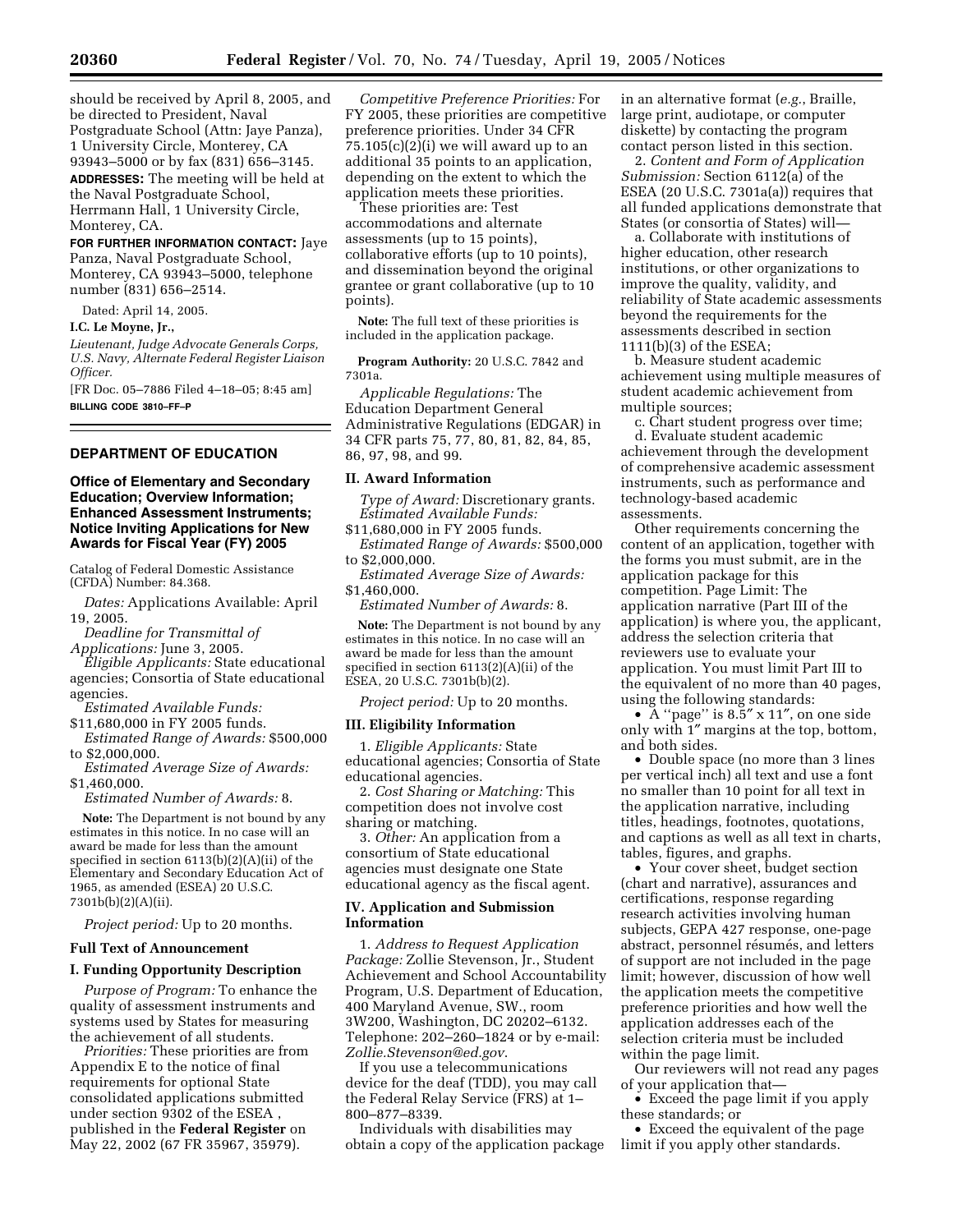should be received by April 8, 2005, and be directed to President, Naval Postgraduate School (Attn: Jaye Panza), 1 University Circle, Monterey, CA 93943–5000 or by fax (831) 656–3145.

**ADDRESSES:** The meeting will be held at the Naval Postgraduate School, Herrmann Hall, 1 University Circle, Monterey, CA.

**FOR FURTHER INFORMATION CONTACT:** Jaye Panza, Naval Postgraduate School, Monterey, CA 93943–5000, telephone number (831) 656–2514.

Dated: April 14, 2005.

**I.C. Le Moyne, Jr.,**

*Lieutenant, Judge Advocate Generals Corps, U.S. Navy, Alternate Federal Register Liaison Officer.*

[FR Doc. 05–7886 Filed 4–18–05; 8:45 am]

**BILLING CODE 3810–FF–P**

## DEPARTMENT OF EDUCATION

### Office of Elementary and Secondary Education; Overview Information; Enhanced Assessment Instruments; Notice Inviting Applications for New Awards for Fiscal Year (FY) 2005

Catalog of Federal Domestic Assistance (CFDA) Number: 84.368.

*Dates:* Applications Available: April 19, 2005.

*Deadline for Transmittal of Applications:* June 3, 2005.

*Eligible Applicants:* State educational agencies; Consortia of State educational agencies.

*Estimated Available Funds:* $11,680,000 in FY 2005 funds.

*Estimated Range of Awards:* $500,000 to $2,000,000.

*Estimated Average Size of Awards:* $1,460,000.

*Estimated Number of Awards:* 8.

**Note:** The Department is not bound by any estimates in this notice. In no case will an award be made for less than the amount specified in section 6113(b)(2)(A)(ii) of the Elementary and Secondary Education Act of 1965, as amended (ESEA) 20 U.S.C. 7301b(b)(2)(A)(ii).

*Project period:* Up to 20 months.

### Full Text of Announcement

### I. Funding Opportunity Description

*Purpose of Program:* To enhance the quality of assessment instruments and systems used by States for measuring the achievement of all students.

*Priorities:* These priorities are from Appendix E to the notice of final requirements for optional State consolidated applications submitted under section 9302 of the ESEA , published in the **Federal Register** on May 22, 2002 (67 FR 35967, 35979).

*Competitive Preference Priorities:* For FY 2005, these priorities are competitive preference priorities. Under 34 CFR 75.105(c)(2)(i) we will award up to an additional 35 points to an application, depending on the extent to which the application meets these priorities.

These priorities are: Test accommodations and alternate assessments (up to 15 points), collaborative efforts (up to 10 points), and dissemination beyond the original grantee or grant collaborative (up to 10 points).

**Note:** The full text of these priorities is included in the application package.

**Program Authority:** 20 U.S.C. 7842 and 7301a.

*Applicable Regulations:* The Education Department General Administrative Regulations (EDGAR) in 34 CFR parts 75, 77, 80, 81, 82, 84, 85, 86, 97, 98, and 99.

### II. Award Information

*Type of Award:* Discretionary grants.

*Estimated Available Funds:* $11,680,000 in FY 2005 funds.

*Estimated Range of Awards:* $500,000 to $2,000,000.

*Estimated Average Size of Awards:* $1,460,000.

*Estimated Number of Awards:* 8.

**Note:** The Department is not bound by any estimates in this notice. In no case will an award be made for less than the amount specified in section 6113(2)(A)(ii) of the ESEA, 20 U.S.C. 7301b(b)(2).

*Project period:* Up to 20 months.

### III. Eligibility Information

1. *Eligible Applicants:* State educational agencies; Consortia of State educational agencies.

2. *Cost Sharing or Matching:* This competition does not involve cost sharing or matching.

3. *Other:* An application from a consortium of State educational agencies must designate one State educational agency as the fiscal agent.

### IV. Application and Submission Information

1. *Address to Request Application Package:* Zollie Stevenson, Jr., Student Achievement and School Accountability Program, U.S. Department of Education, 400 Maryland Avenue, SW., room 3W200, Washington, DC 20202–6132. Telephone: 202–260–1824 or by e-mail: *Zollie.Stevenson@ed.gov*.

If you use a telecommunications device for the deaf (TDD), you may call the Federal Relay Service (FRS) at 1–800–877–8339.

Individuals with disabilities may obtain a copy of the application package in an alternative format (*e.g.*, Braille, large print, audiotape, or computer diskette) by contacting the program contact person listed in this section.

2. *Content and Form of Application Submission:* Section 6112(a) of the ESEA (20 U.S.C. 7301a(a)) requires that all funded applications demonstrate that States (or consortia of States) will—

a. Collaborate with institutions of higher education, other research institutions, or other organizations to improve the quality, validity, and reliability of State academic assessments beyond the requirements for the assessments described in section 1111(b)(3) of the ESEA;

b. Measure student academic achievement using multiple measures of student academic achievement from multiple sources;

c. Chart student progress over time;

d. Evaluate student academic achievement through the development of comprehensive academic assessment instruments, such as performance and technology-based academic assessments.

Other requirements concerning the content of an application, together with the forms you must submit, are in the application package for this competition. Page Limit: The application narrative (Part III of the application) is where you, the applicant, address the selection criteria that reviewers use to evaluate your application. You must limit Part III to the equivalent of no more than 40 pages, using the following standards:

- A ''page'' is 8.5″ x 11″, on one side only with 1″ margins at the top, bottom, and both sides.
- Double space (no more than 3 lines per vertical inch) all text and use a font no smaller than 10 point for all text in the application narrative, including titles, headings, footnotes, quotations, and captions as well as all text in charts, tables, figures, and graphs.
- Your cover sheet, budget section (chart and narrative), assurances and certifications, response regarding research activities involving human subjects, GEPA 427 response, one-page abstract, personnel résumés, and letters of support are not included in the page limit; however, discussion of how well the application meets the competitive preference priorities and how well the application addresses each of the selection criteria must be included within the page limit.

Our reviewers will not read any pages of your application that—

- Exceed the page limit if you apply these standards; or
- Exceed the equivalent of the page limit if you apply other standards.